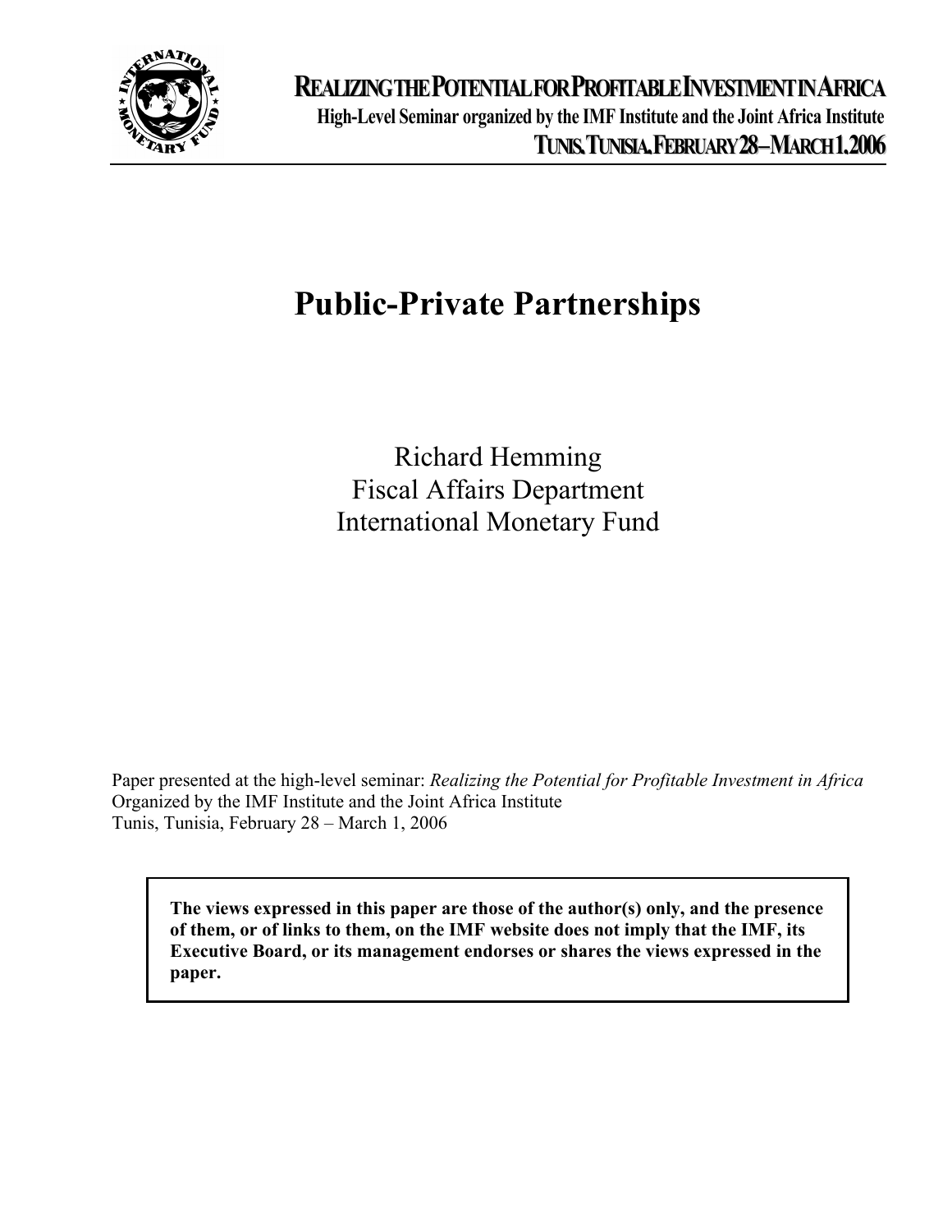**REALIZING THE POTENTIAL FOR PROFITABLE INVESTMENT IN AFRICA**
**High-Level Seminar organized by the IMF Institute and the Joint Africa Institute**
**TUNIS, TUNISIA, FEBRUARY 28 – MARCH 1, 2006**

# Public-Private Partnerships

Richard Hemming
Fiscal Affairs Department
International Monetary Fund

Paper presented at the high-level seminar: *Realizing the Potential for Profitable Investment in Africa*
Organized by the IMF Institute and the Joint Africa Institute
Tunis, Tunisia, February 28 – March 1, 2006

**The views expressed in this paper are those of the author(s) only, and the presence of them, or of links to them, on the IMF website does not imply that the IMF, its Executive Board, or its management endorses or shares the views expressed in the paper.**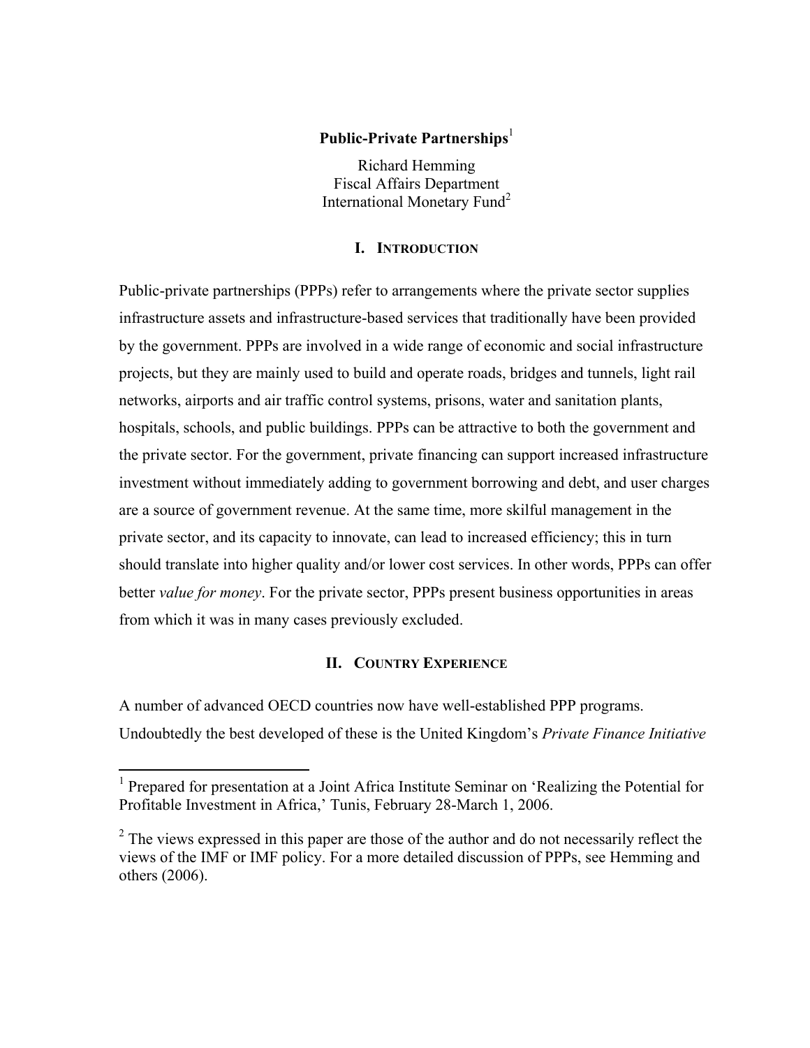**Public-Private Partnerships**[1]

Richard Hemming
Fiscal Affairs Department
International Monetary Fund[2]

## I. Introduction

Public-private partnerships (PPPs) refer to arrangements where the private sector supplies infrastructure assets and infrastructure-based services that traditionally have been provided by the government. PPPs are involved in a wide range of economic and social infrastructure projects, but they are mainly used to build and operate roads, bridges and tunnels, light rail networks, airports and air traffic control systems, prisons, water and sanitation plants, hospitals, schools, and public buildings. PPPs can be attractive to both the government and the private sector. For the government, private financing can support increased infrastructure investment without immediately adding to government borrowing and debt, and user charges are a source of government revenue. At the same time, more skilful management in the private sector, and its capacity to innovate, can lead to increased efficiency; this in turn should translate into higher quality and/or lower cost services. In other words, PPPs can offer better *value for money*. For the private sector, PPPs present business opportunities in areas from which it was in many cases previously excluded.

## II. Country Experience

A number of advanced OECD countries now have well-established PPP programs. Undoubtedly the best developed of these is the United Kingdom's *Private Finance Initiative*

---

[1] Prepared for presentation at a Joint Africa Institute Seminar on 'Realizing the Potential for Profitable Investment in Africa,' Tunis, February 28-March 1, 2006.

[2] The views expressed in this paper are those of the author and do not necessarily reflect the views of the IMF or IMF policy. For a more detailed discussion of PPPs, see Hemming and others (2006).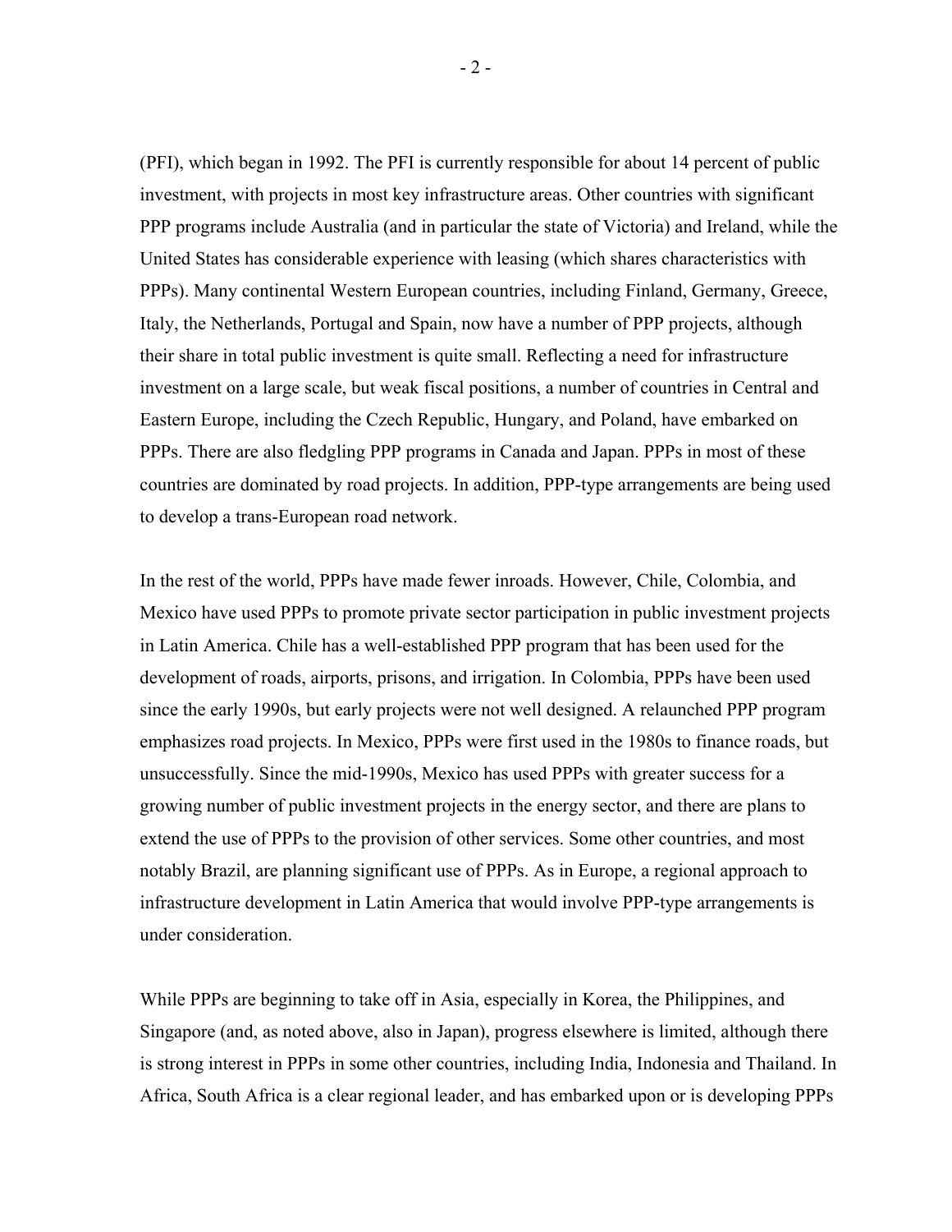(PFI), which began in 1992. The PFI is currently responsible for about 14 percent of public investment, with projects in most key infrastructure areas. Other countries with significant PPP programs include Australia (and in particular the state of Victoria) and Ireland, while the United States has considerable experience with leasing (which shares characteristics with PPPs). Many continental Western European countries, including Finland, Germany, Greece, Italy, the Netherlands, Portugal and Spain, now have a number of PPP projects, although their share in total public investment is quite small. Reflecting a need for infrastructure investment on a large scale, but weak fiscal positions, a number of countries in Central and Eastern Europe, including the Czech Republic, Hungary, and Poland, have embarked on PPPs. There are also fledgling PPP programs in Canada and Japan. PPPs in most of these countries are dominated by road projects. In addition, PPP-type arrangements are being used to develop a trans-European road network.

In the rest of the world, PPPs have made fewer inroads. However, Chile, Colombia, and Mexico have used PPPs to promote private sector participation in public investment projects in Latin America. Chile has a well-established PPP program that has been used for the development of roads, airports, prisons, and irrigation. In Colombia, PPPs have been used since the early 1990s, but early projects were not well designed. A relaunched PPP program emphasizes road projects. In Mexico, PPPs were first used in the 1980s to finance roads, but unsuccessfully. Since the mid-1990s, Mexico has used PPPs with greater success for a growing number of public investment projects in the energy sector, and there are plans to extend the use of PPPs to the provision of other services. Some other countries, and most notably Brazil, are planning significant use of PPPs. As in Europe, a regional approach to infrastructure development in Latin America that would involve PPP-type arrangements is under consideration.

While PPPs are beginning to take off in Asia, especially in Korea, the Philippines, and Singapore (and, as noted above, also in Japan), progress elsewhere is limited, although there is strong interest in PPPs in some other countries, including India, Indonesia and Thailand. In Africa, South Africa is a clear regional leader, and has embarked upon or is developing PPPs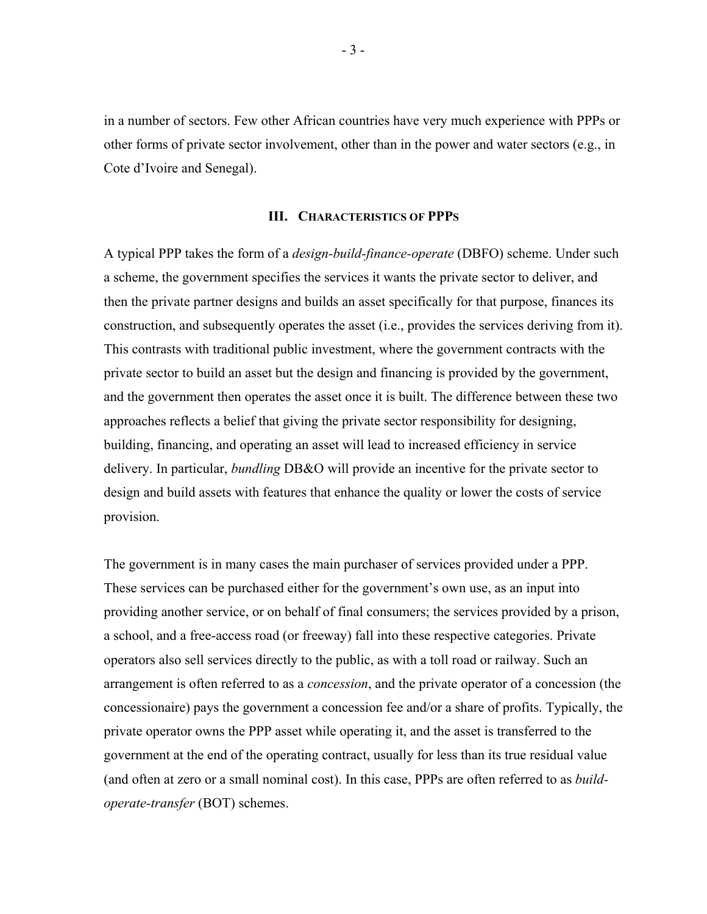in a number of sectors. Few other African countries have very much experience with PPPs or other forms of private sector involvement, other than in the power and water sectors (e.g., in Cote d'Ivoire and Senegal).

## III. Characteristics of PPPs

A typical PPP takes the form of a *design-build-finance-operate* (DBFO) scheme. Under such a scheme, the government specifies the services it wants the private sector to deliver, and then the private partner designs and builds an asset specifically for that purpose, finances its construction, and subsequently operates the asset (i.e., provides the services deriving from it). This contrasts with traditional public investment, where the government contracts with the private sector to build an asset but the design and financing is provided by the government, and the government then operates the asset once it is built. The difference between these two approaches reflects a belief that giving the private sector responsibility for designing, building, financing, and operating an asset will lead to increased efficiency in service delivery. In particular, *bundling* DB&O will provide an incentive for the private sector to design and build assets with features that enhance the quality or lower the costs of service provision.

The government is in many cases the main purchaser of services provided under a PPP. These services can be purchased either for the government's own use, as an input into providing another service, or on behalf of final consumers; the services provided by a prison, a school, and a free-access road (or freeway) fall into these respective categories. Private operators also sell services directly to the public, as with a toll road or railway. Such an arrangement is often referred to as a *concession*, and the private operator of a concession (the concessionaire) pays the government a concession fee and/or a share of profits. Typically, the private operator owns the PPP asset while operating it, and the asset is transferred to the government at the end of the operating contract, usually for less than its true residual value (and often at zero or a small nominal cost). In this case, PPPs are often referred to as *build-operate-transfer* (BOT) schemes.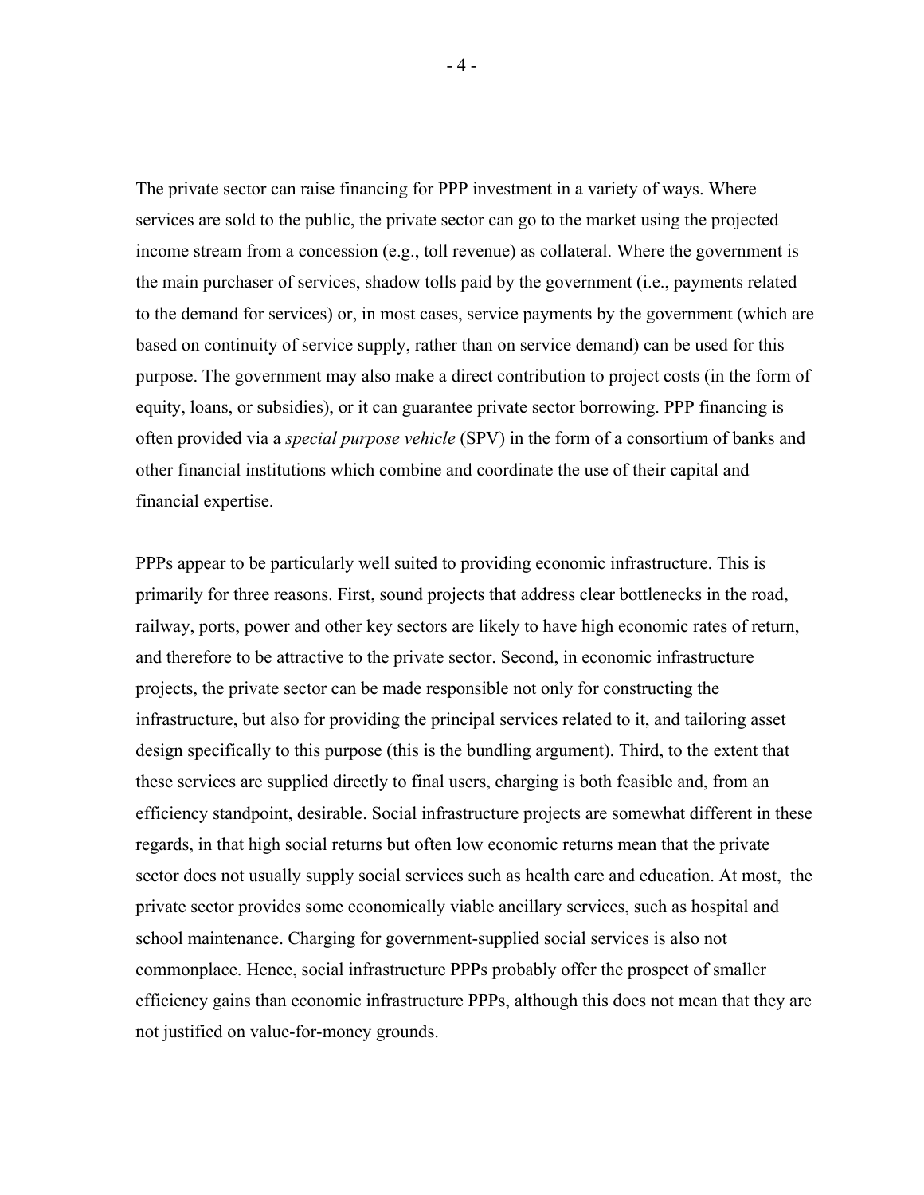The private sector can raise financing for PPP investment in a variety of ways. Where services are sold to the public, the private sector can go to the market using the projected income stream from a concession (e.g., toll revenue) as collateral. Where the government is the main purchaser of services, shadow tolls paid by the government (i.e., payments related to the demand for services) or, in most cases, service payments by the government (which are based on continuity of service supply, rather than on service demand) can be used for this purpose. The government may also make a direct contribution to project costs (in the form of equity, loans, or subsidies), or it can guarantee private sector borrowing. PPP financing is often provided via a *special purpose vehicle* (SPV) in the form of a consortium of banks and other financial institutions which combine and coordinate the use of their capital and financial expertise.

PPPs appear to be particularly well suited to providing economic infrastructure. This is primarily for three reasons. First, sound projects that address clear bottlenecks in the road, railway, ports, power and other key sectors are likely to have high economic rates of return, and therefore to be attractive to the private sector. Second, in economic infrastructure projects, the private sector can be made responsible not only for constructing the infrastructure, but also for providing the principal services related to it, and tailoring asset design specifically to this purpose (this is the bundling argument). Third, to the extent that these services are supplied directly to final users, charging is both feasible and, from an efficiency standpoint, desirable. Social infrastructure projects are somewhat different in these regards, in that high social returns but often low economic returns mean that the private sector does not usually supply social services such as health care and education. At most, the private sector provides some economically viable ancillary services, such as hospital and school maintenance. Charging for government-supplied social services is also not commonplace. Hence, social infrastructure PPPs probably offer the prospect of smaller efficiency gains than economic infrastructure PPPs, although this does not mean that they are not justified on value-for-money grounds.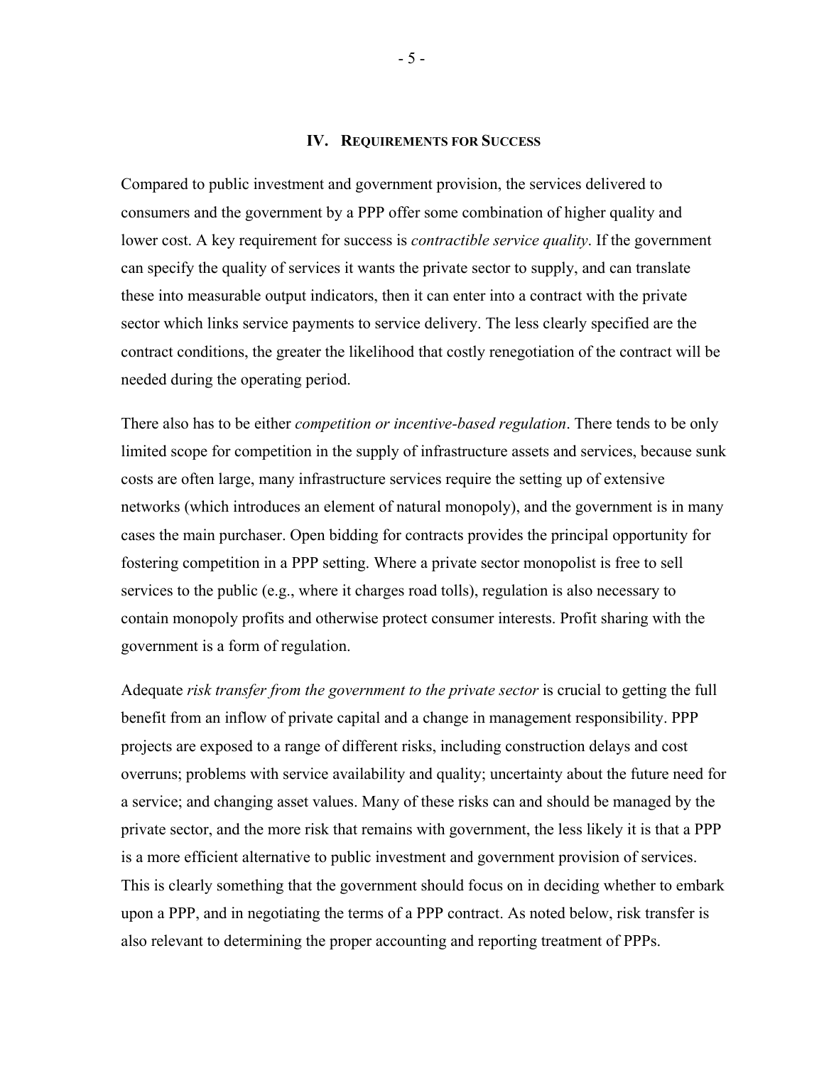## IV. REQUIREMENTS FOR SUCCESS

Compared to public investment and government provision, the services delivered to consumers and the government by a PPP offer some combination of higher quality and lower cost. A key requirement for success is *contractible service quality*. If the government can specify the quality of services it wants the private sector to supply, and can translate these into measurable output indicators, then it can enter into a contract with the private sector which links service payments to service delivery. The less clearly specified are the contract conditions, the greater the likelihood that costly renegotiation of the contract will be needed during the operating period.

There also has to be either *competition or incentive-based regulation*. There tends to be only limited scope for competition in the supply of infrastructure assets and services, because sunk costs are often large, many infrastructure services require the setting up of extensive networks (which introduces an element of natural monopoly), and the government is in many cases the main purchaser. Open bidding for contracts provides the principal opportunity for fostering competition in a PPP setting. Where a private sector monopolist is free to sell services to the public (e.g., where it charges road tolls), regulation is also necessary to contain monopoly profits and otherwise protect consumer interests. Profit sharing with the government is a form of regulation.

Adequate *risk transfer from the government to the private sector* is crucial to getting the full benefit from an inflow of private capital and a change in management responsibility. PPP projects are exposed to a range of different risks, including construction delays and cost overruns; problems with service availability and quality; uncertainty about the future need for a service; and changing asset values. Many of these risks can and should be managed by the private sector, and the more risk that remains with government, the less likely it is that a PPP is a more efficient alternative to public investment and government provision of services. This is clearly something that the government should focus on in deciding whether to embark upon a PPP, and in negotiating the terms of a PPP contract. As noted below, risk transfer is also relevant to determining the proper accounting and reporting treatment of PPPs.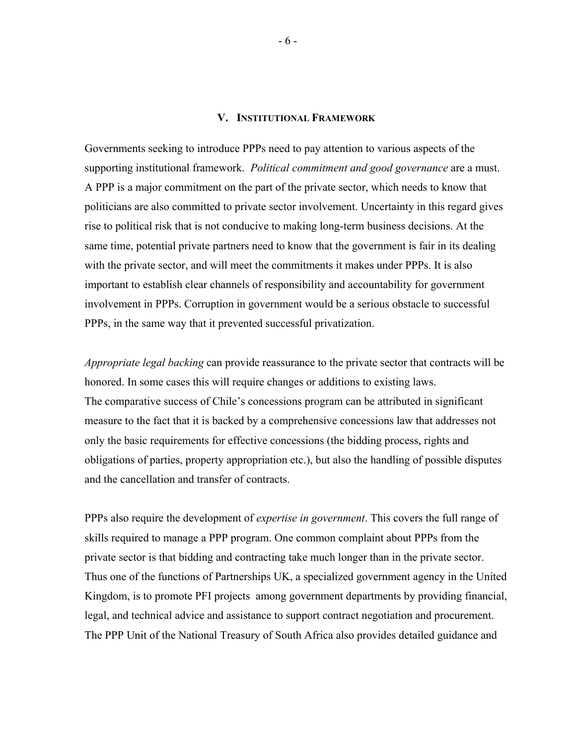## V. Institutional Framework

Governments seeking to introduce PPPs need to pay attention to various aspects of the supporting institutional framework. *Political commitment and good governance* are a must. A PPP is a major commitment on the part of the private sector, which needs to know that politicians are also committed to private sector involvement. Uncertainty in this regard gives rise to political risk that is not conducive to making long-term business decisions. At the same time, potential private partners need to know that the government is fair in its dealing with the private sector, and will meet the commitments it makes under PPPs. It is also important to establish clear channels of responsibility and accountability for government involvement in PPPs. Corruption in government would be a serious obstacle to successful PPPs, in the same way that it prevented successful privatization.

*Appropriate legal backing* can provide reassurance to the private sector that contracts will be honored. In some cases this will require changes or additions to existing laws. The comparative success of Chile's concessions program can be attributed in significant measure to the fact that it is backed by a comprehensive concessions law that addresses not only the basic requirements for effective concessions (the bidding process, rights and obligations of parties, property appropriation etc.), but also the handling of possible disputes and the cancellation and transfer of contracts.

PPPs also require the development of *expertise in government*. This covers the full range of skills required to manage a PPP program. One common complaint about PPPs from the private sector is that bidding and contracting take much longer than in the private sector. Thus one of the functions of Partnerships UK, a specialized government agency in the United Kingdom, is to promote PFI projects among government departments by providing financial, legal, and technical advice and assistance to support contract negotiation and procurement. The PPP Unit of the National Treasury of South Africa also provides detailed guidance and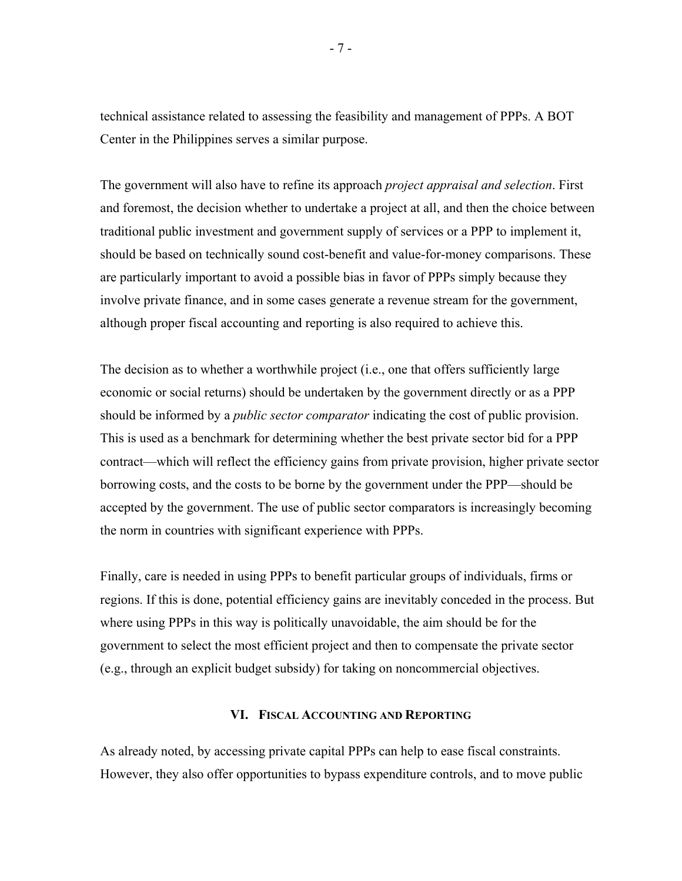technical assistance related to assessing the feasibility and management of PPPs. A BOT Center in the Philippines serves a similar purpose.

The government will also have to refine its approach *project appraisal and selection*. First and foremost, the decision whether to undertake a project at all, and then the choice between traditional public investment and government supply of services or a PPP to implement it, should be based on technically sound cost-benefit and value-for-money comparisons. These are particularly important to avoid a possible bias in favor of PPPs simply because they involve private finance, and in some cases generate a revenue stream for the government, although proper fiscal accounting and reporting is also required to achieve this.

The decision as to whether a worthwhile project (i.e., one that offers sufficiently large economic or social returns) should be undertaken by the government directly or as a PPP should be informed by a *public sector comparator* indicating the cost of public provision. This is used as a benchmark for determining whether the best private sector bid for a PPP contract—which will reflect the efficiency gains from private provision, higher private sector borrowing costs, and the costs to be borne by the government under the PPP—should be accepted by the government. The use of public sector comparators is increasingly becoming the norm in countries with significant experience with PPPs.

Finally, care is needed in using PPPs to benefit particular groups of individuals, firms or regions. If this is done, potential efficiency gains are inevitably conceded in the process. But where using PPPs in this way is politically unavoidable, the aim should be for the government to select the most efficient project and then to compensate the private sector (e.g., through an explicit budget subsidy) for taking on noncommercial objectives.

## VI. Fiscal Accounting and Reporting

As already noted, by accessing private capital PPPs can help to ease fiscal constraints. However, they also offer opportunities to bypass expenditure controls, and to move public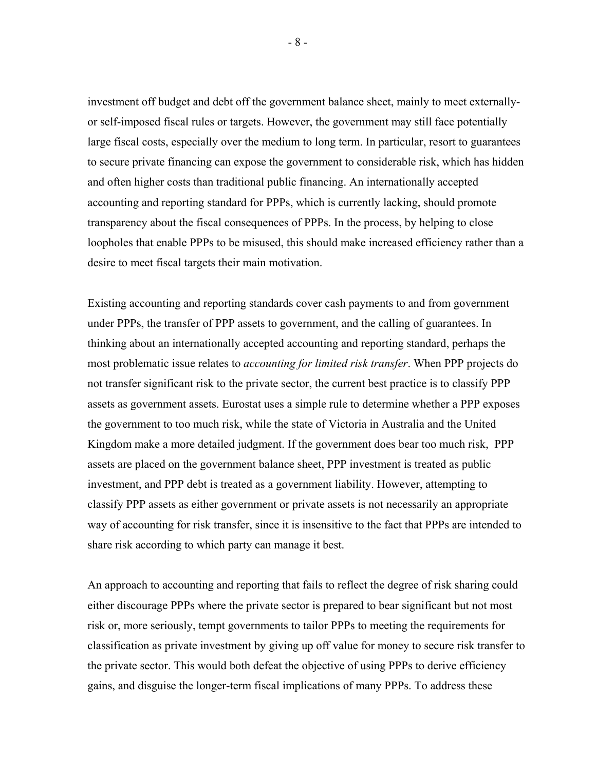investment off budget and debt off the government balance sheet, mainly to meet externally- or self-imposed fiscal rules or targets. However, the government may still face potentially large fiscal costs, especially over the medium to long term. In particular, resort to guarantees to secure private financing can expose the government to considerable risk, which has hidden and often higher costs than traditional public financing. An internationally accepted accounting and reporting standard for PPPs, which is currently lacking, should promote transparency about the fiscal consequences of PPPs. In the process, by helping to close loopholes that enable PPPs to be misused, this should make increased efficiency rather than a desire to meet fiscal targets their main motivation.

Existing accounting and reporting standards cover cash payments to and from government under PPPs, the transfer of PPP assets to government, and the calling of guarantees. In thinking about an internationally accepted accounting and reporting standard, perhaps the most problematic issue relates to *accounting for limited risk transfer*. When PPP projects do not transfer significant risk to the private sector, the current best practice is to classify PPP assets as government assets. Eurostat uses a simple rule to determine whether a PPP exposes the government to too much risk, while the state of Victoria in Australia and the United Kingdom make a more detailed judgment. If the government does bear too much risk, PPP assets are placed on the government balance sheet, PPP investment is treated as public investment, and PPP debt is treated as a government liability. However, attempting to classify PPP assets as either government or private assets is not necessarily an appropriate way of accounting for risk transfer, since it is insensitive to the fact that PPPs are intended to share risk according to which party can manage it best.

An approach to accounting and reporting that fails to reflect the degree of risk sharing could either discourage PPPs where the private sector is prepared to bear significant but not most risk or, more seriously, tempt governments to tailor PPPs to meeting the requirements for classification as private investment by giving up off value for money to secure risk transfer to the private sector. This would both defeat the objective of using PPPs to derive efficiency gains, and disguise the longer-term fiscal implications of many PPPs. To address these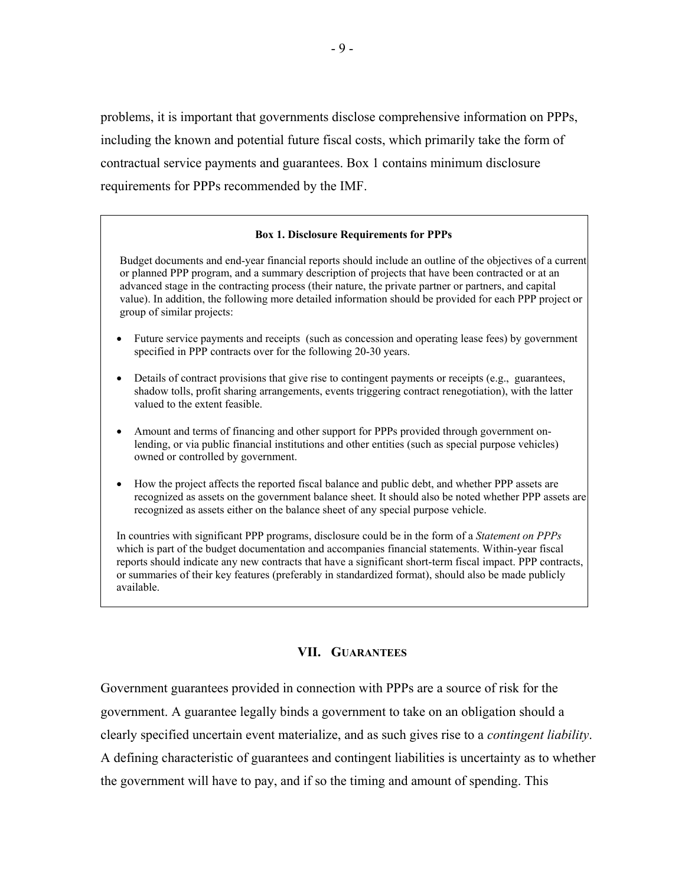problems, it is important that governments disclose comprehensive information on PPPs, including the known and potential future fiscal costs, which primarily take the form of contractual service payments and guarantees. Box 1 contains minimum disclosure requirements for PPPs recommended by the IMF.

**Box 1. Disclosure Requirements for PPPs**

Budget documents and end-year financial reports should include an outline of the objectives of a current or planned PPP program, and a summary description of projects that have been contracted or at an advanced stage in the contracting process (their nature, the private partner or partners, and capital value). In addition, the following more detailed information should be provided for each PPP project or group of similar projects:

- Future service payments and receipts (such as concession and operating lease fees) by government specified in PPP contracts over for the following 20-30 years.
- Details of contract provisions that give rise to contingent payments or receipts (e.g., guarantees, shadow tolls, profit sharing arrangements, events triggering contract renegotiation), with the latter valued to the extent feasible.
- Amount and terms of financing and other support for PPPs provided through government on-lending, or via public financial institutions and other entities (such as special purpose vehicles) owned or controlled by government.
- How the project affects the reported fiscal balance and public debt, and whether PPP assets are recognized as assets on the government balance sheet. It should also be noted whether PPP assets are recognized as assets either on the balance sheet of any special purpose vehicle.

In countries with significant PPP programs, disclosure could be in the form of a *Statement on PPPs* which is part of the budget documentation and accompanies financial statements. Within-year fiscal reports should indicate any new contracts that have a significant short-term fiscal impact. PPP contracts, or summaries of their key features (preferably in standardized format), should also be made publicly available.

## VII. Guarantees

Government guarantees provided in connection with PPPs are a source of risk for the government. A guarantee legally binds a government to take on an obligation should a clearly specified uncertain event materialize, and as such gives rise to a *contingent liability*. A defining characteristic of guarantees and contingent liabilities is uncertainty as to whether the government will have to pay, and if so the timing and amount of spending. This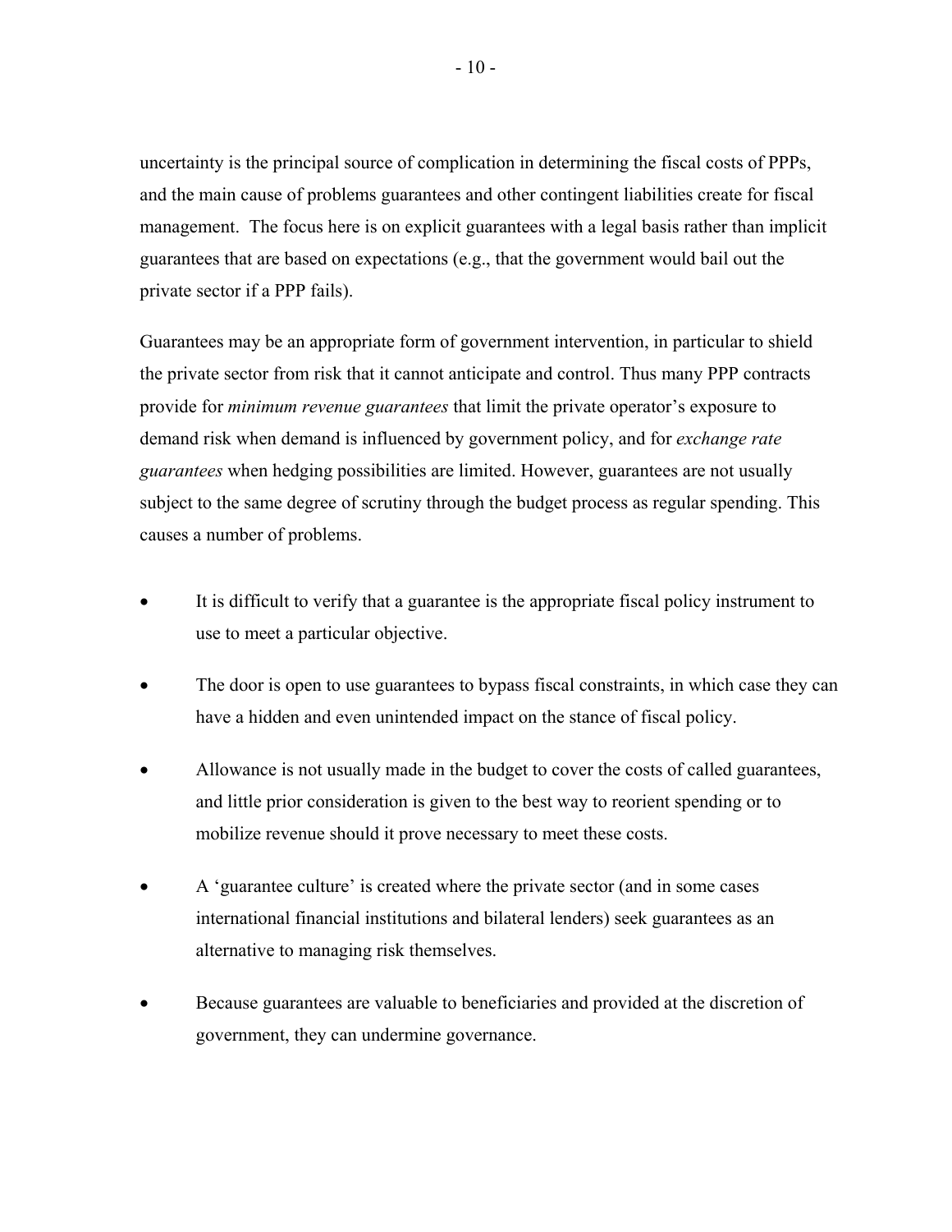uncertainty is the principal source of complication in determining the fiscal costs of PPPs, and the main cause of problems guarantees and other contingent liabilities create for fiscal management. The focus here is on explicit guarantees with a legal basis rather than implicit guarantees that are based on expectations (e.g., that the government would bail out the private sector if a PPP fails).

Guarantees may be an appropriate form of government intervention, in particular to shield the private sector from risk that it cannot anticipate and control. Thus many PPP contracts provide for *minimum revenue guarantees* that limit the private operator's exposure to demand risk when demand is influenced by government policy, and for *exchange rate guarantees* when hedging possibilities are limited. However, guarantees are not usually subject to the same degree of scrutiny through the budget process as regular spending. This causes a number of problems.

- It is difficult to verify that a guarantee is the appropriate fiscal policy instrument to use to meet a particular objective.
- The door is open to use guarantees to bypass fiscal constraints, in which case they can have a hidden and even unintended impact on the stance of fiscal policy.
- Allowance is not usually made in the budget to cover the costs of called guarantees, and little prior consideration is given to the best way to reorient spending or to mobilize revenue should it prove necessary to meet these costs.
- A 'guarantee culture' is created where the private sector (and in some cases international financial institutions and bilateral lenders) seek guarantees as an alternative to managing risk themselves.
- Because guarantees are valuable to beneficiaries and provided at the discretion of government, they can undermine governance.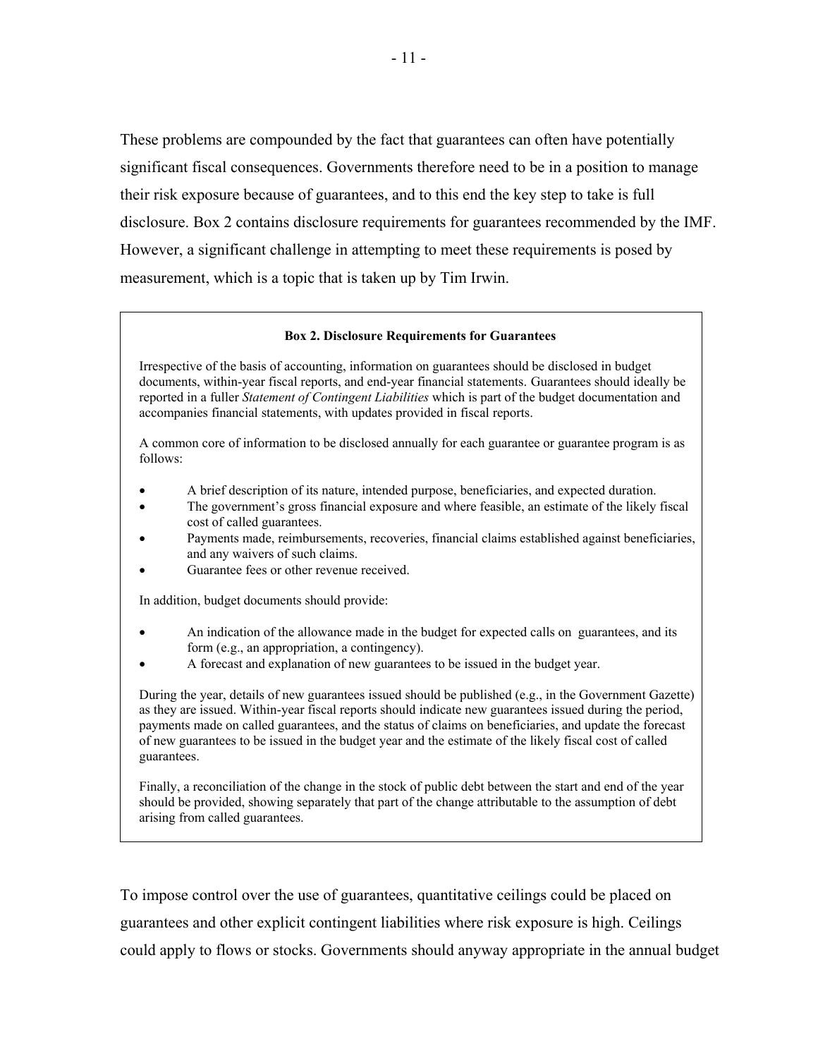These problems are compounded by the fact that guarantees can often have potentially significant fiscal consequences. Governments therefore need to be in a position to manage their risk exposure because of guarantees, and to this end the key step to take is full disclosure. Box 2 contains disclosure requirements for guarantees recommended by the IMF. However, a significant challenge in attempting to meet these requirements is posed by measurement, which is a topic that is taken up by Tim Irwin.

**Box 2. Disclosure Requirements for Guarantees**

Irrespective of the basis of accounting, information on guarantees should be disclosed in budget documents, within-year fiscal reports, and end-year financial statements. Guarantees should ideally be reported in a fuller *Statement of Contingent Liabilities* which is part of the budget documentation and accompanies financial statements, with updates provided in fiscal reports.

A common core of information to be disclosed annually for each guarantee or guarantee program is as follows:

- A brief description of its nature, intended purpose, beneficiaries, and expected duration.
- The government's gross financial exposure and where feasible, an estimate of the likely fiscal cost of called guarantees.
- Payments made, reimbursements, recoveries, financial claims established against beneficiaries, and any waivers of such claims.
- Guarantee fees or other revenue received.

In addition, budget documents should provide:

- An indication of the allowance made in the budget for expected calls on guarantees, and its form (e.g., an appropriation, a contingency).
- A forecast and explanation of new guarantees to be issued in the budget year.

During the year, details of new guarantees issued should be published (e.g., in the Government Gazette) as they are issued. Within-year fiscal reports should indicate new guarantees issued during the period, payments made on called guarantees, and the status of claims on beneficiaries, and update the forecast of new guarantees to be issued in the budget year and the estimate of the likely fiscal cost of called guarantees.

Finally, a reconciliation of the change in the stock of public debt between the start and end of the year should be provided, showing separately that part of the change attributable to the assumption of debt arising from called guarantees.

To impose control over the use of guarantees, quantitative ceilings could be placed on guarantees and other explicit contingent liabilities where risk exposure is high. Ceilings could apply to flows or stocks. Governments should anyway appropriate in the annual budget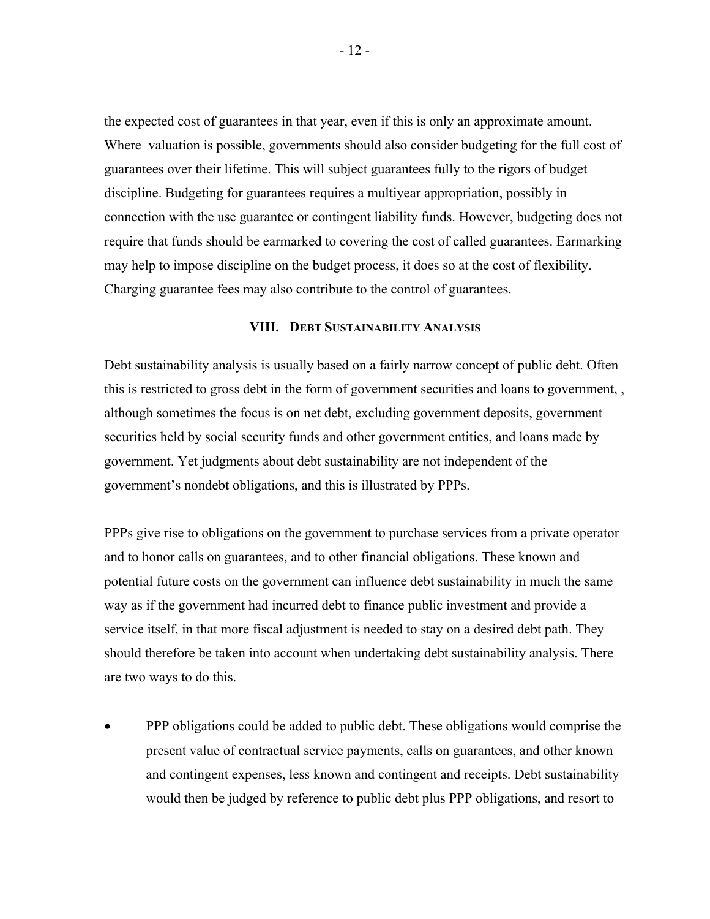the expected cost of guarantees in that year, even if this is only an approximate amount. Where valuation is possible, governments should also consider budgeting for the full cost of guarantees over their lifetime. This will subject guarantees fully to the rigors of budget discipline. Budgeting for guarantees requires a multiyear appropriation, possibly in connection with the use guarantee or contingent liability funds. However, budgeting does not require that funds should be earmarked to covering the cost of called guarantees. Earmarking may help to impose discipline on the budget process, it does so at the cost of flexibility. Charging guarantee fees may also contribute to the control of guarantees.

## VIII. Debt Sustainability Analysis

Debt sustainability analysis is usually based on a fairly narrow concept of public debt. Often this is restricted to gross debt in the form of government securities and loans to government, , although sometimes the focus is on net debt, excluding government deposits, government securities held by social security funds and other government entities, and loans made by government. Yet judgments about debt sustainability are not independent of the government's nondebt obligations, and this is illustrated by PPPs.

PPPs give rise to obligations on the government to purchase services from a private operator and to honor calls on guarantees, and to other financial obligations. These known and potential future costs on the government can influence debt sustainability in much the same way as if the government had incurred debt to finance public investment and provide a service itself, in that more fiscal adjustment is needed to stay on a desired debt path. They should therefore be taken into account when undertaking debt sustainability analysis. There are two ways to do this.

- PPP obligations could be added to public debt. These obligations would comprise the present value of contractual service payments, calls on guarantees, and other known and contingent expenses, less known and contingent and receipts. Debt sustainability would then be judged by reference to public debt plus PPP obligations, and resort to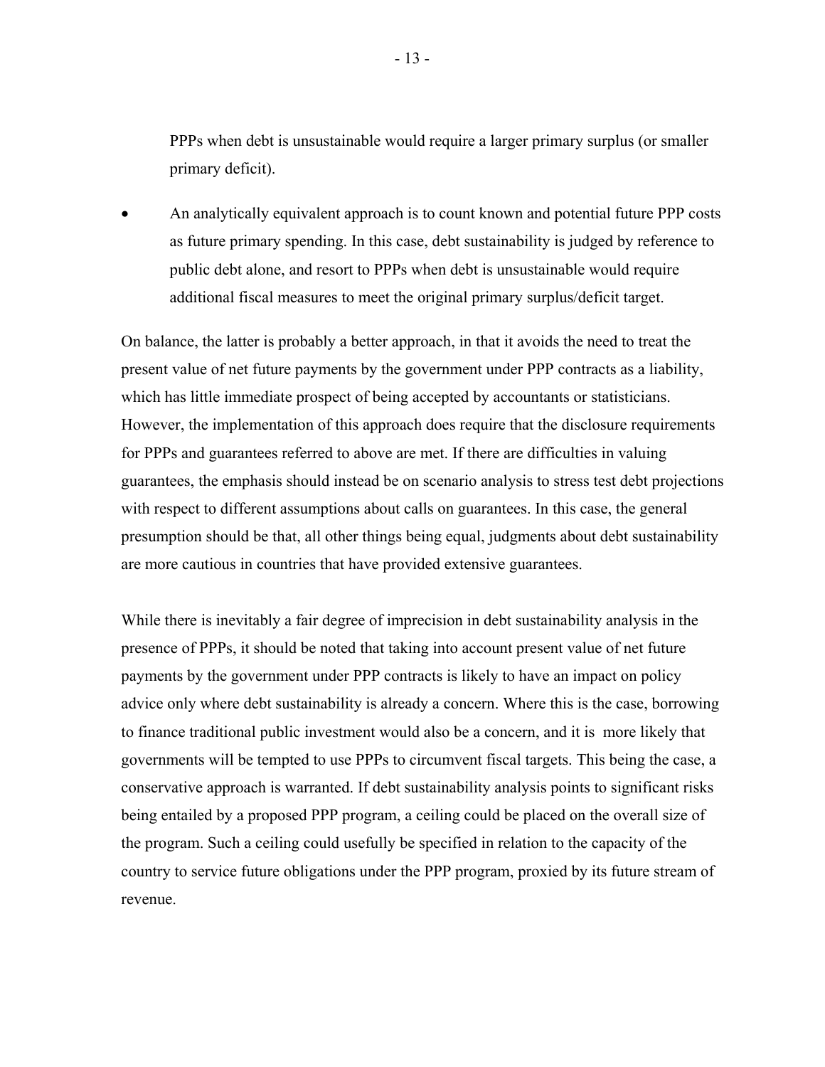PPPs when debt is unsustainable would require a larger primary surplus (or smaller primary deficit).

- An analytically equivalent approach is to count known and potential future PPP costs as future primary spending. In this case, debt sustainability is judged by reference to public debt alone, and resort to PPPs when debt is unsustainable would require additional fiscal measures to meet the original primary surplus/deficit target.

On balance, the latter is probably a better approach, in that it avoids the need to treat the present value of net future payments by the government under PPP contracts as a liability, which has little immediate prospect of being accepted by accountants or statisticians. However, the implementation of this approach does require that the disclosure requirements for PPPs and guarantees referred to above are met. If there are difficulties in valuing guarantees, the emphasis should instead be on scenario analysis to stress test debt projections with respect to different assumptions about calls on guarantees. In this case, the general presumption should be that, all other things being equal, judgments about debt sustainability are more cautious in countries that have provided extensive guarantees.

While there is inevitably a fair degree of imprecision in debt sustainability analysis in the presence of PPPs, it should be noted that taking into account present value of net future payments by the government under PPP contracts is likely to have an impact on policy advice only where debt sustainability is already a concern. Where this is the case, borrowing to finance traditional public investment would also be a concern, and it is more likely that governments will be tempted to use PPPs to circumvent fiscal targets. This being the case, a conservative approach is warranted. If debt sustainability analysis points to significant risks being entailed by a proposed PPP program, a ceiling could be placed on the overall size of the program. Such a ceiling could usefully be specified in relation to the capacity of the country to service future obligations under the PPP program, proxied by its future stream of revenue.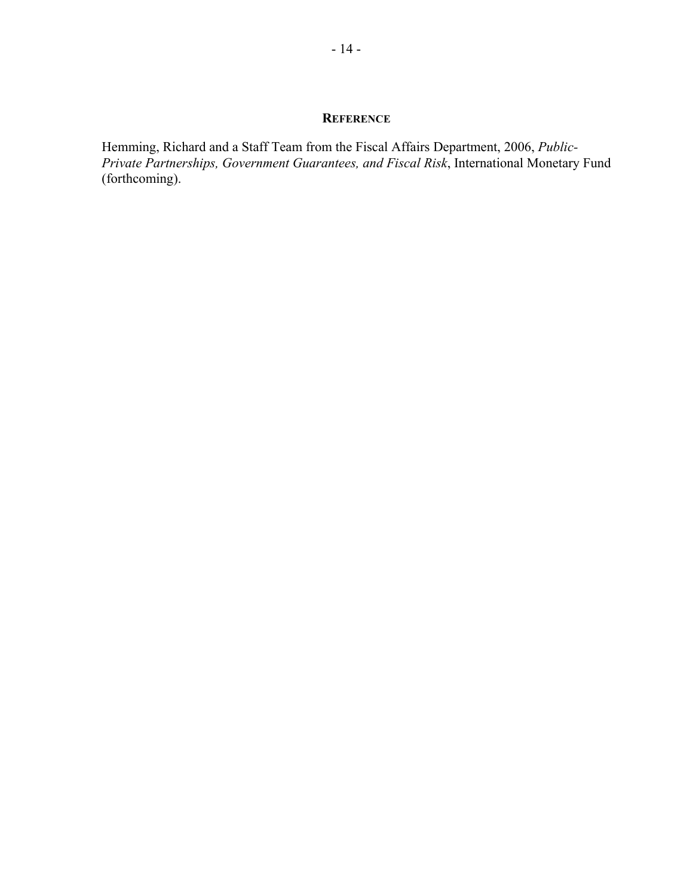## Reference

Hemming, Richard and a Staff Team from the Fiscal Affairs Department, 2006, *Public-Private Partnerships, Government Guarantees, and Fiscal Risk*, International Monetary Fund (forthcoming).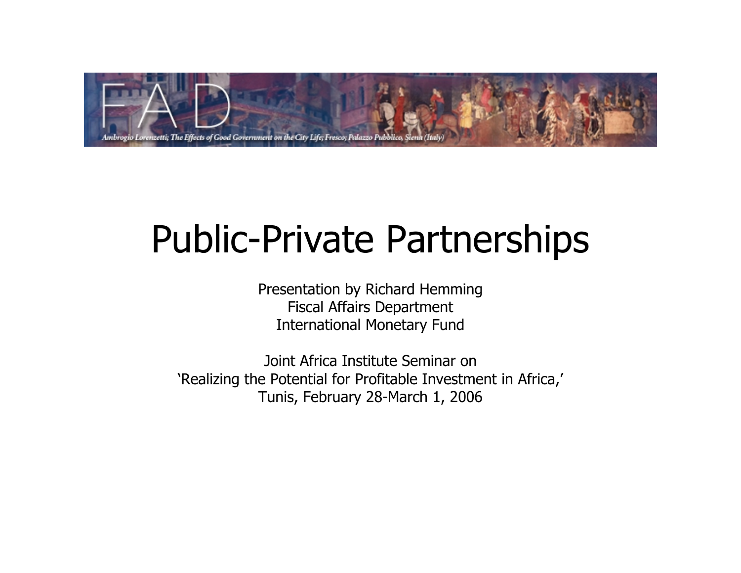# Public-Private Partnerships

Presentation by Richard Hemming
Fiscal Affairs Department
International Monetary Fund

Joint Africa Institute Seminar on
'Realizing the Potential for Profitable Investment in Africa,'
Tunis, February 28-March 1, 2006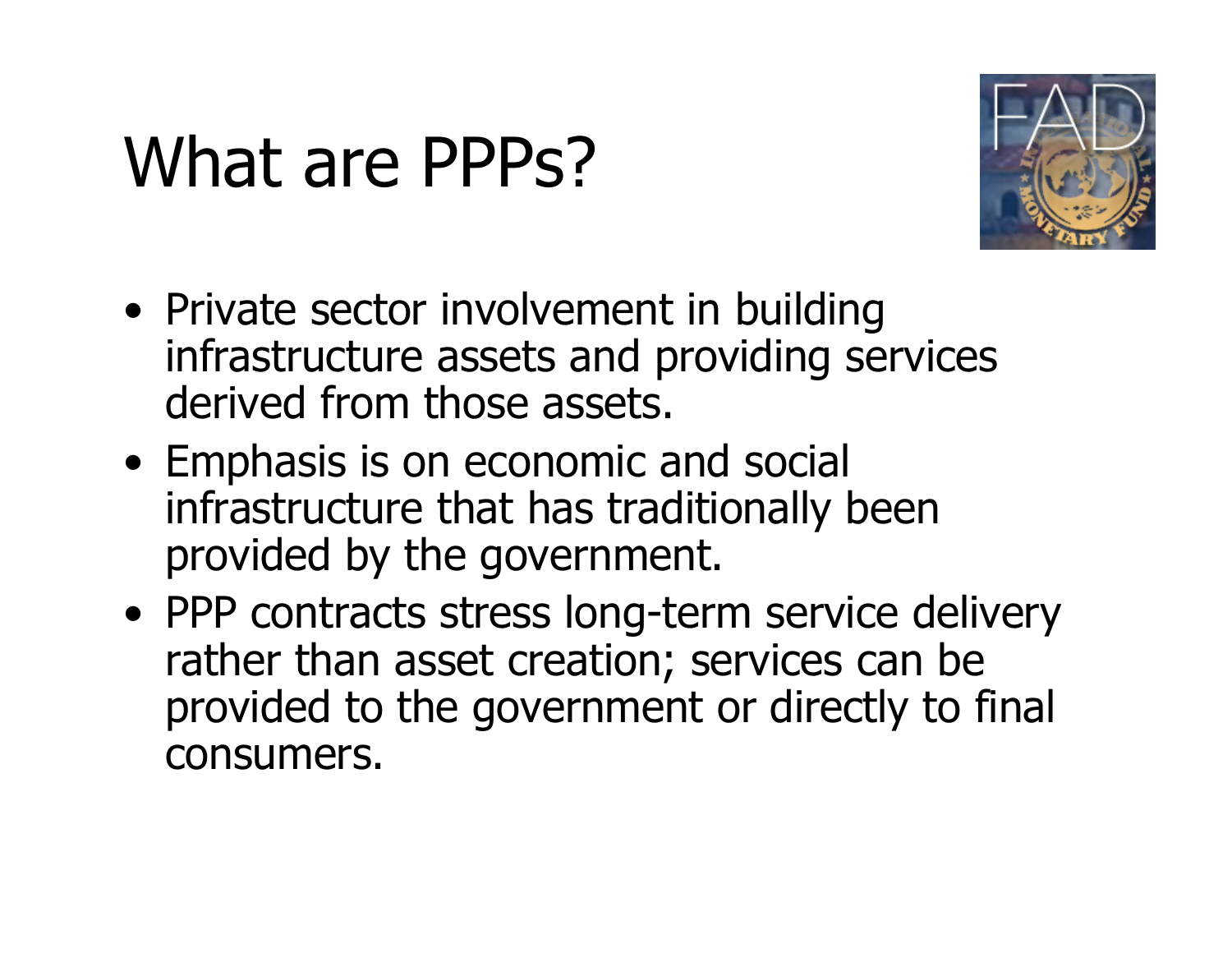# What are PPPs?

- Private sector involvement in building infrastructure assets and providing services derived from those assets.
- Emphasis is on economic and social infrastructure that has traditionally been provided by the government.
- PPP contracts stress long-term service delivery rather than asset creation; services can be provided to the government or directly to final consumers.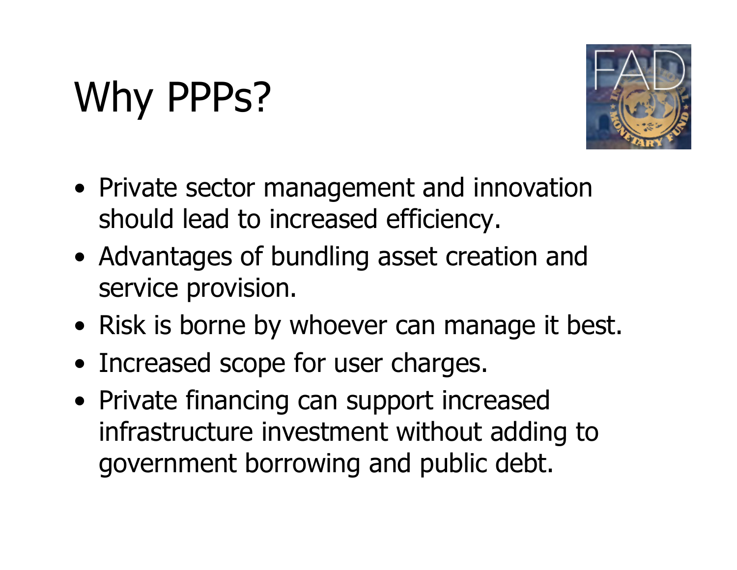# Why PPPs?

- Private sector management and innovation should lead to increased efficiency.
- Advantages of bundling asset creation and service provision.
- Risk is borne by whoever can manage it best.
- Increased scope for user charges.
- Private financing can support increased infrastructure investment without adding to government borrowing and public debt.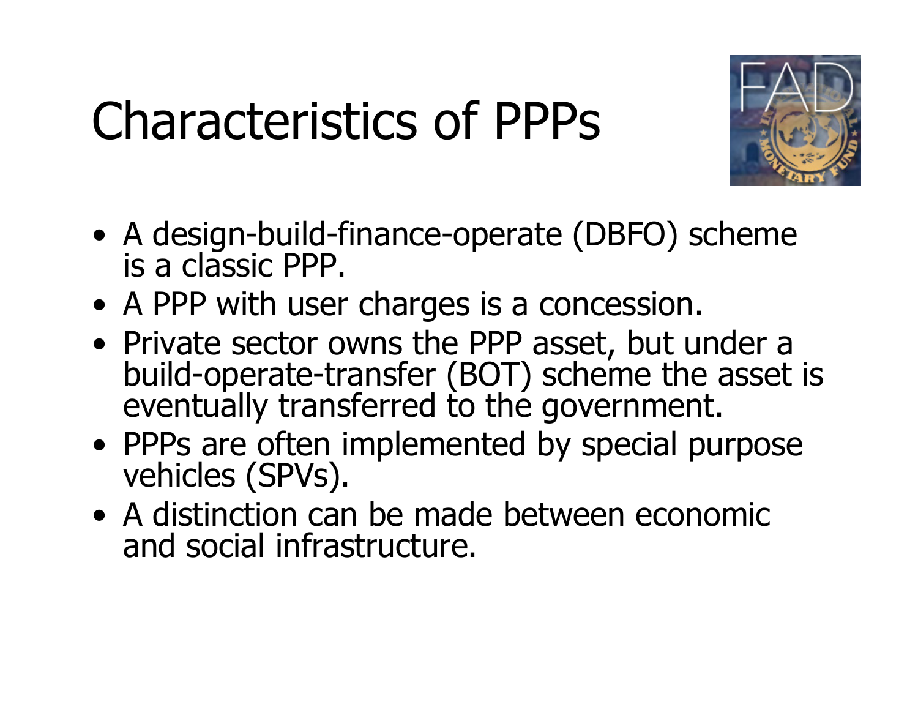# Characteristics of PPPs

- A design-build-finance-operate (DBFO) scheme is a classic PPP.
- A PPP with user charges is a concession.
- Private sector owns the PPP asset, but under a build-operate-transfer (BOT) scheme the asset is eventually transferred to the government.
- PPPs are often implemented by special purpose vehicles (SPVs).
- A distinction can be made between economic and social infrastructure.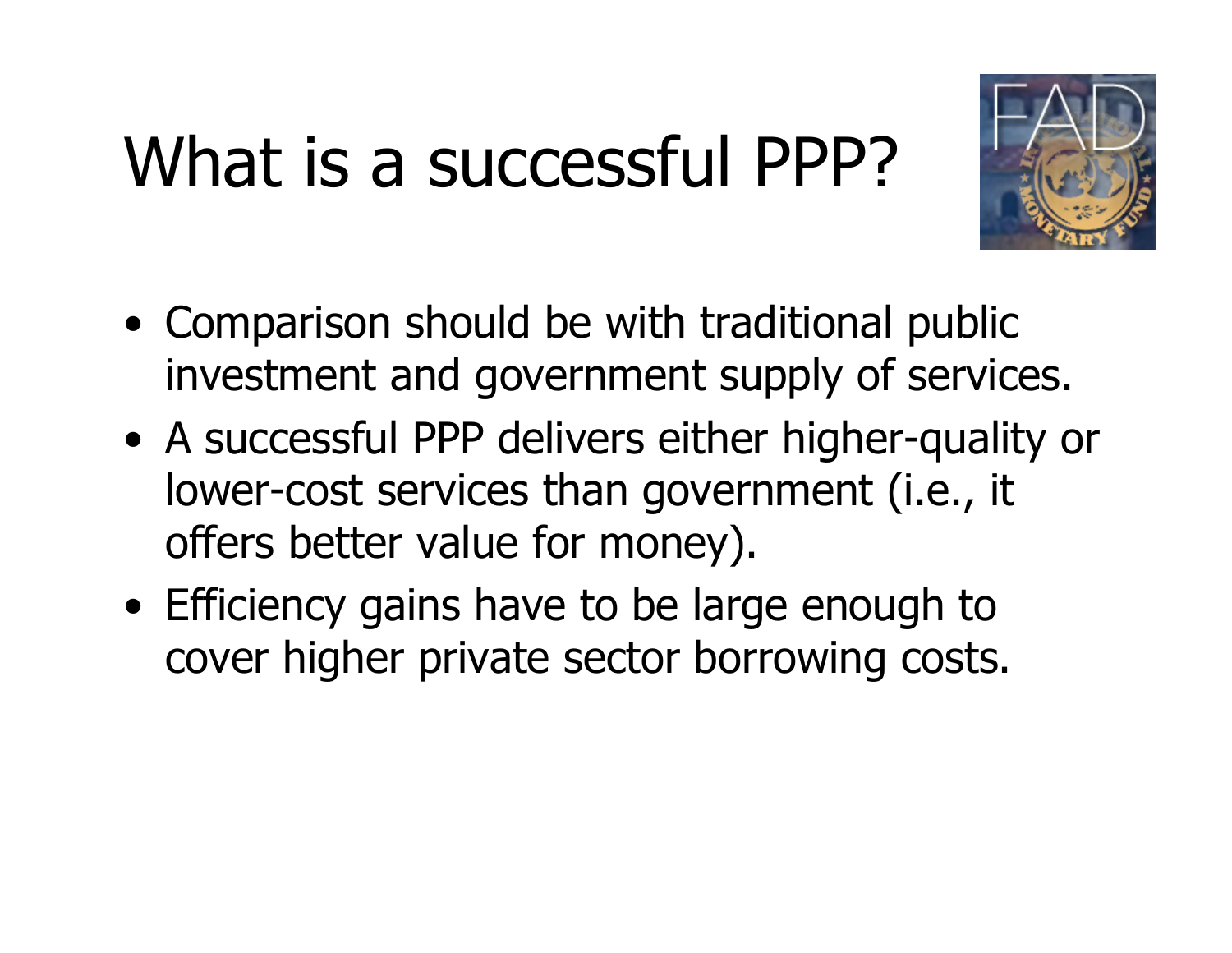# What is a successful PPP?

- Comparison should be with traditional public investment and government supply of services.
- A successful PPP delivers either higher-quality or lower-cost services than government (i.e., it offers better value for money).
- Efficiency gains have to be large enough to cover higher private sector borrowing costs.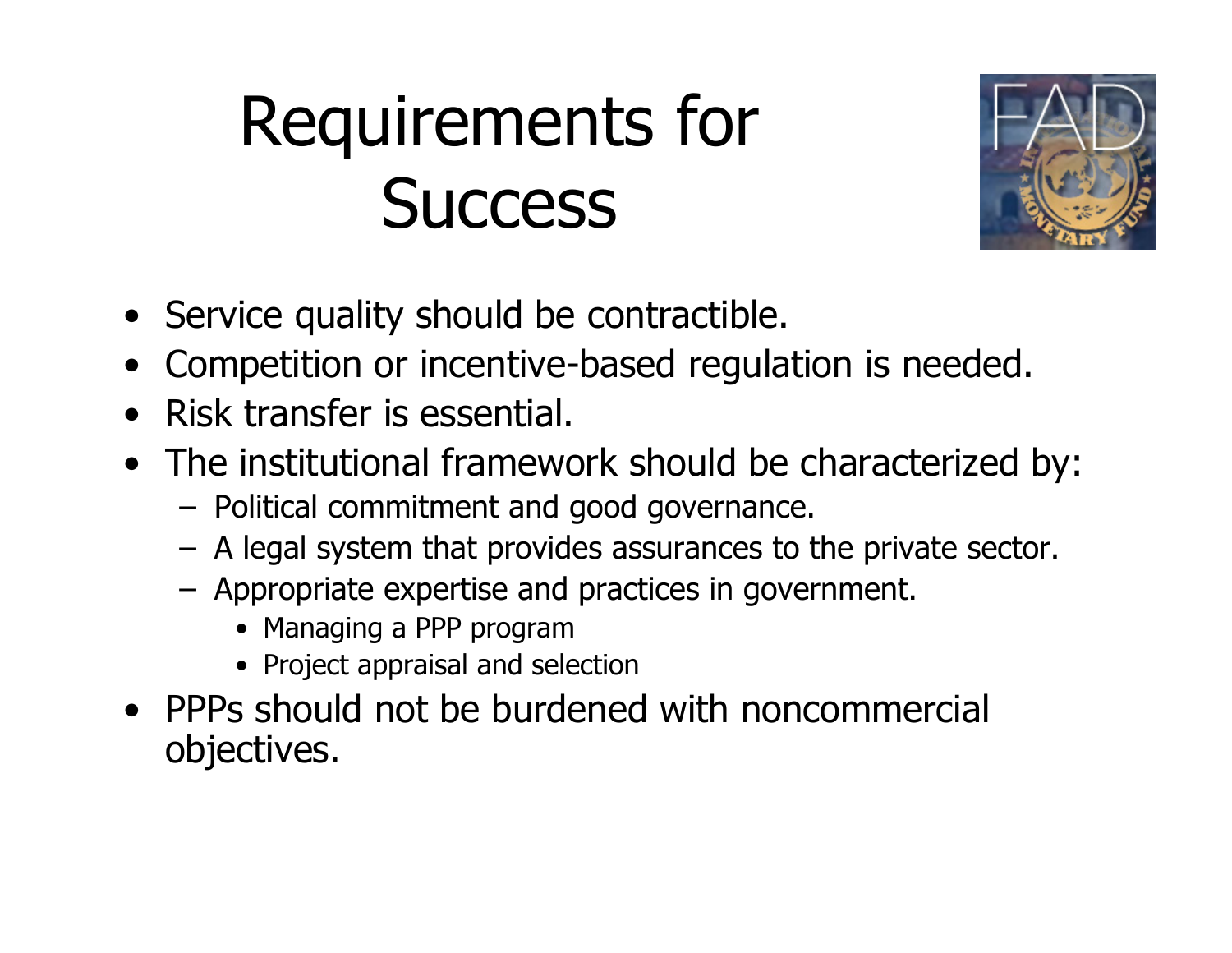# Requirements for Success

- Service quality should be contractible.
- Competition or incentive-based regulation is needed.
- Risk transfer is essential.
- The institutional framework should be characterized by:
  - Political commitment and good governance.
  - A legal system that provides assurances to the private sector.
  - Appropriate expertise and practices in government.
    - Managing a PPP program
    - Project appraisal and selection
- PPPs should not be burdened with noncommercial objectives.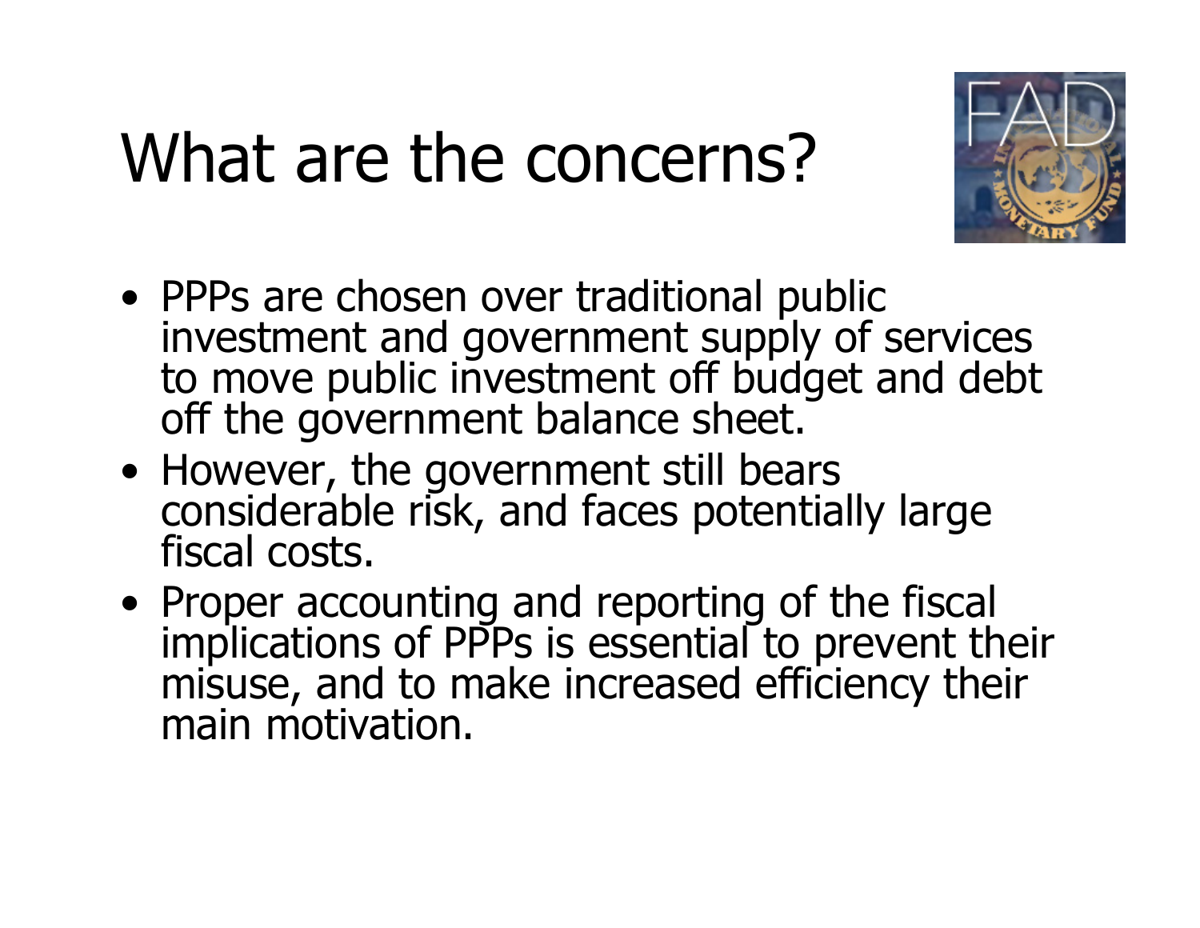# What are the concerns?

- PPPs are chosen over traditional public investment and government supply of services to move public investment off budget and debt off the government balance sheet.
- However, the government still bears considerable risk, and faces potentially large fiscal costs.
- Proper accounting and reporting of the fiscal implications of PPPs is essential to prevent their misuse, and to make increased efficiency their main motivation.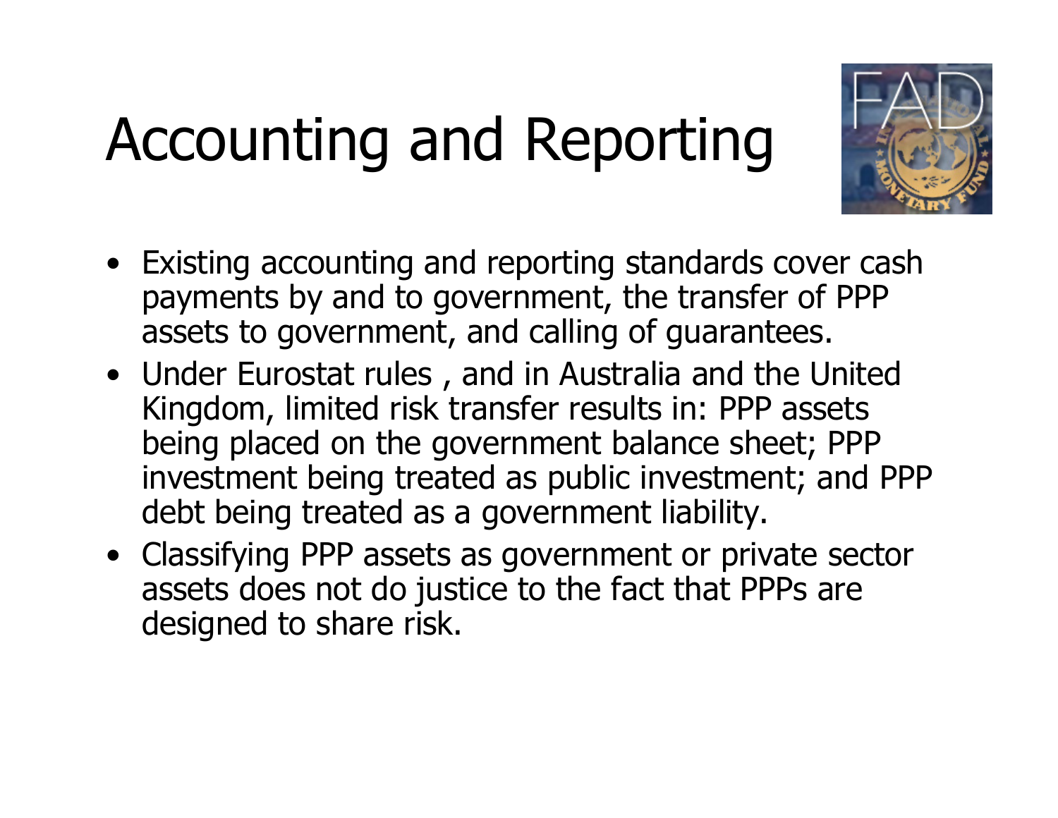# Accounting and Reporting

- Existing accounting and reporting standards cover cash payments by and to government, the transfer of PPP assets to government, and calling of guarantees.
- Under Eurostat rules , and in Australia and the United Kingdom, limited risk transfer results in: PPP assets being placed on the government balance sheet; PPP investment being treated as public investment; and PPP debt being treated as a government liability.
- Classifying PPP assets as government or private sector assets does not do justice to the fact that PPPs are designed to share risk.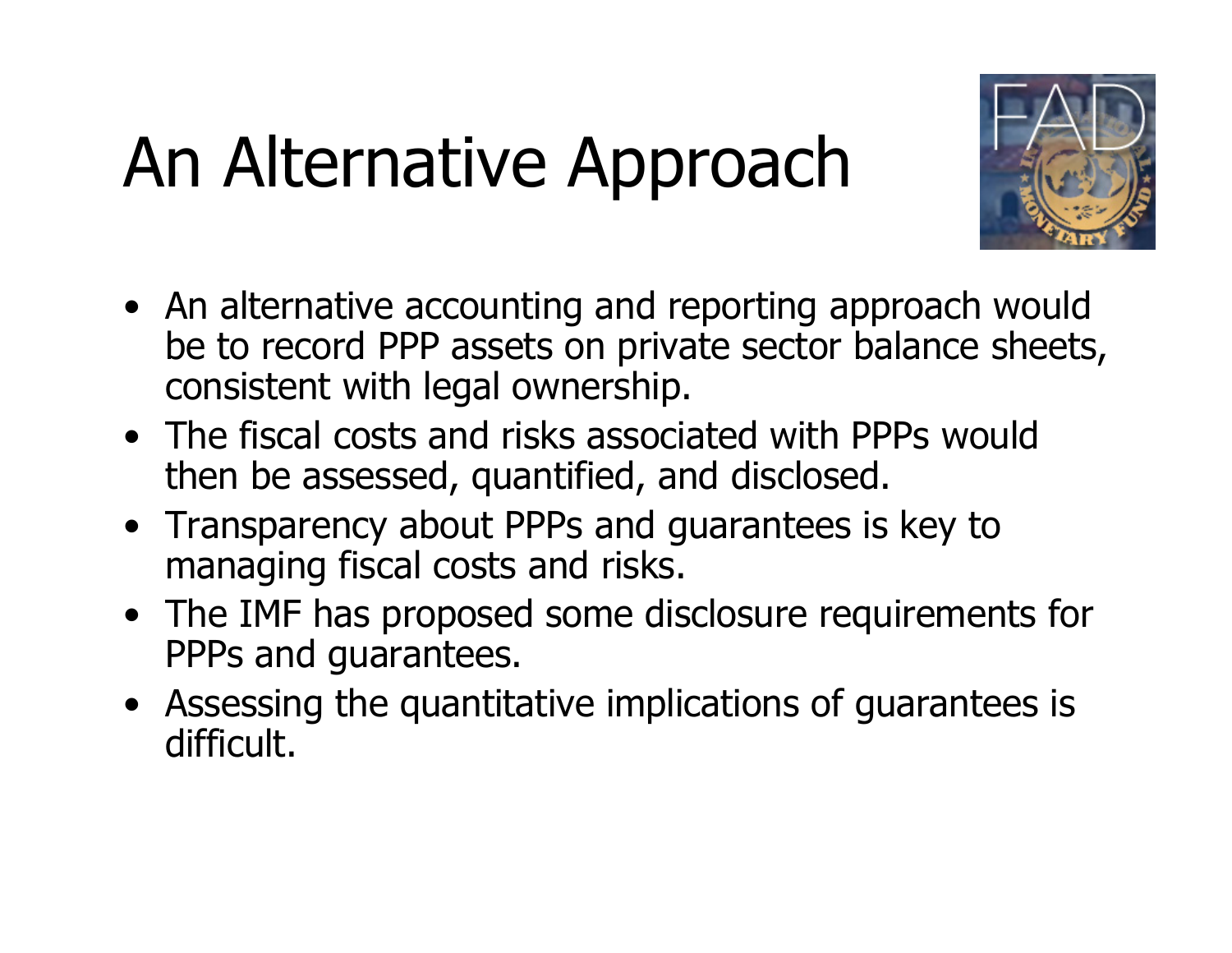# An Alternative Approach

- An alternative accounting and reporting approach would be to record PPP assets on private sector balance sheets, consistent with legal ownership.
- The fiscal costs and risks associated with PPPs would then be assessed, quantified, and disclosed.
- Transparency about PPPs and guarantees is key to managing fiscal costs and risks.
- The IMF has proposed some disclosure requirements for PPPs and guarantees.
- Assessing the quantitative implications of guarantees is difficult.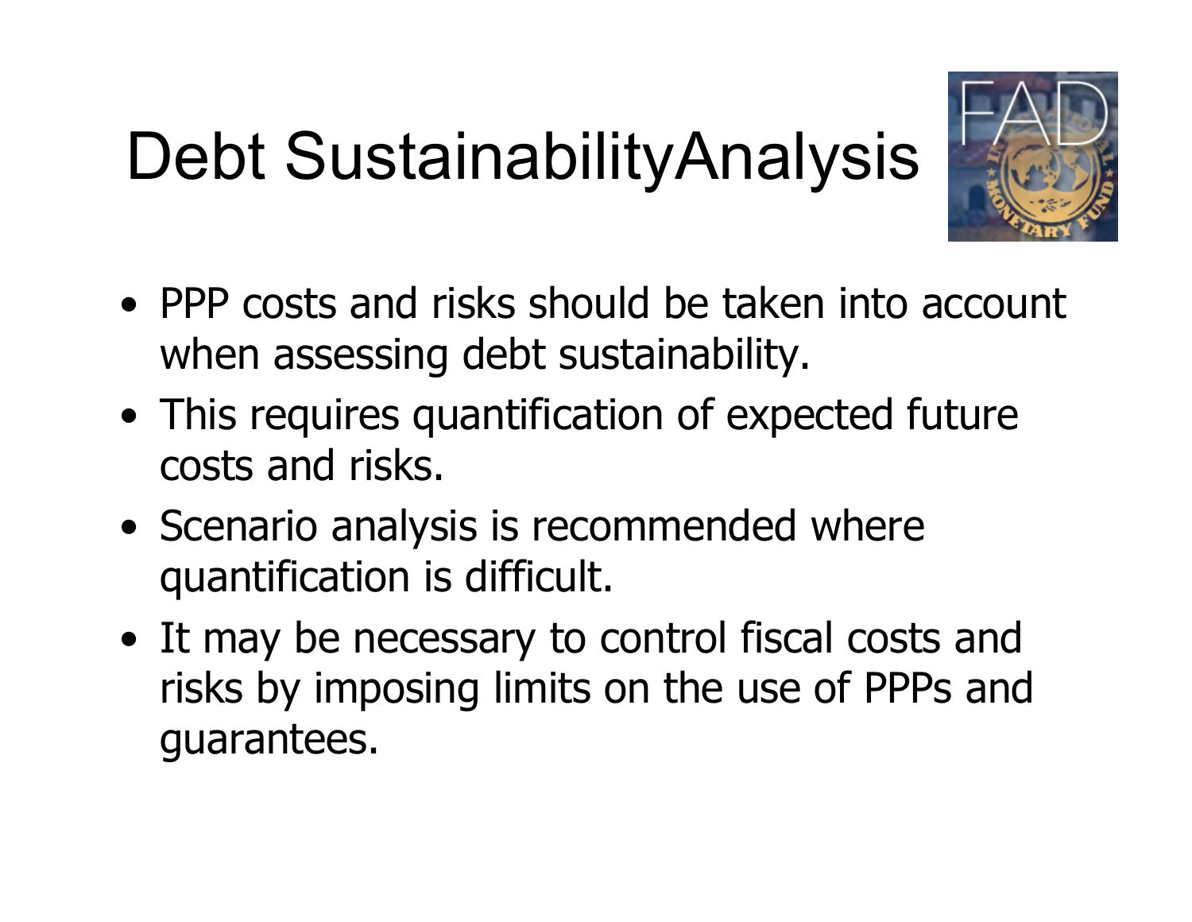# Debt SustainabilityAnalysis

- PPP costs and risks should be taken into account when assessing debt sustainability.
- This requires quantification of expected future costs and risks.
- Scenario analysis is recommended where quantification is difficult.
- It may be necessary to control fiscal costs and risks by imposing limits on the use of PPPs and guarantees.